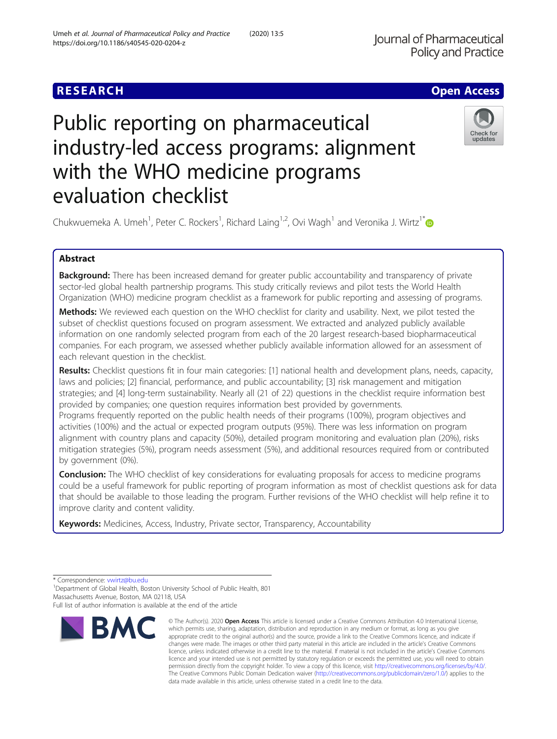RESEARCH

Open Access

# Public reporting on pharmaceutical industry-led access programs: alignment with the WHO medicine programs evaluation checklist

Chukwuemeka A. Umeh[1], Peter C. Rockers[1], Richard Laing[1,2], Ovi Wagh[1] and Veronika J. Wirtz[1*]

## Abstract

**Background:** There has been increased demand for greater public accountability and transparency of private sector-led global health partnership programs. This study critically reviews and pilot tests the World Health Organization (WHO) medicine program checklist as a framework for public reporting and assessing of programs.

**Methods:** We reviewed each question on the WHO checklist for clarity and usability. Next, we pilot tested the subset of checklist questions focused on program assessment. We extracted and analyzed publicly available information on one randomly selected program from each of the 20 largest research-based biopharmaceutical companies. For each program, we assessed whether publicly available information allowed for an assessment of each relevant question in the checklist.

**Results:** Checklist questions fit in four main categories: [1] national health and development plans, needs, capacity, laws and policies; [2] financial, performance, and public accountability; [3] risk management and mitigation strategies; and [4] long-term sustainability. Nearly all (21 of 22) questions in the checklist require information best provided by companies; one question requires information best provided by governments.

Programs frequently reported on the public health needs of their programs (100%), program objectives and activities (100%) and the actual or expected program outputs (95%). There was less information on program alignment with country plans and capacity (50%), detailed program monitoring and evaluation plan (20%), risks mitigation strategies (5%), program needs assessment (5%), and additional resources required from or contributed by government (0%).

**Conclusion:** The WHO checklist of key considerations for evaluating proposals for access to medicine programs could be a useful framework for public reporting of program information as most of checklist questions ask for data that should be available to those leading the program. Further revisions of the WHO checklist will help refine it to improve clarity and content validity.

**Keywords:** Medicines, Access, Industry, Private sector, Transparency, Accountability

\* Correspondence: vwirtz@bu.edu
[1]Department of Global Health, Boston University School of Public Health, 801 Massachusetts Avenue, Boston, MA 02118, USA
Full list of author information is available at the end of the article

© The Author(s). 2020 **Open Access** This article is licensed under a Creative Commons Attribution 4.0 International License, which permits use, sharing, adaptation, distribution and reproduction in any medium or format, as long as you give appropriate credit to the original author(s) and the source, provide a link to the Creative Commons licence, and indicate if changes were made. The images or other third party material in this article are included in the article's Creative Commons licence, unless indicated otherwise in a credit line to the material. If material is not included in the article's Creative Commons licence and your intended use is not permitted by statutory regulation or exceeds the permitted use, you will need to obtain permission directly from the copyright holder. To view a copy of this licence, visit http://creativecommons.org/licenses/by/4.0/. The Creative Commons Public Domain Dedication waiver (http://creativecommons.org/publicdomain/zero/1.0/) applies to the data made available in this article, unless otherwise stated in a credit line to the data.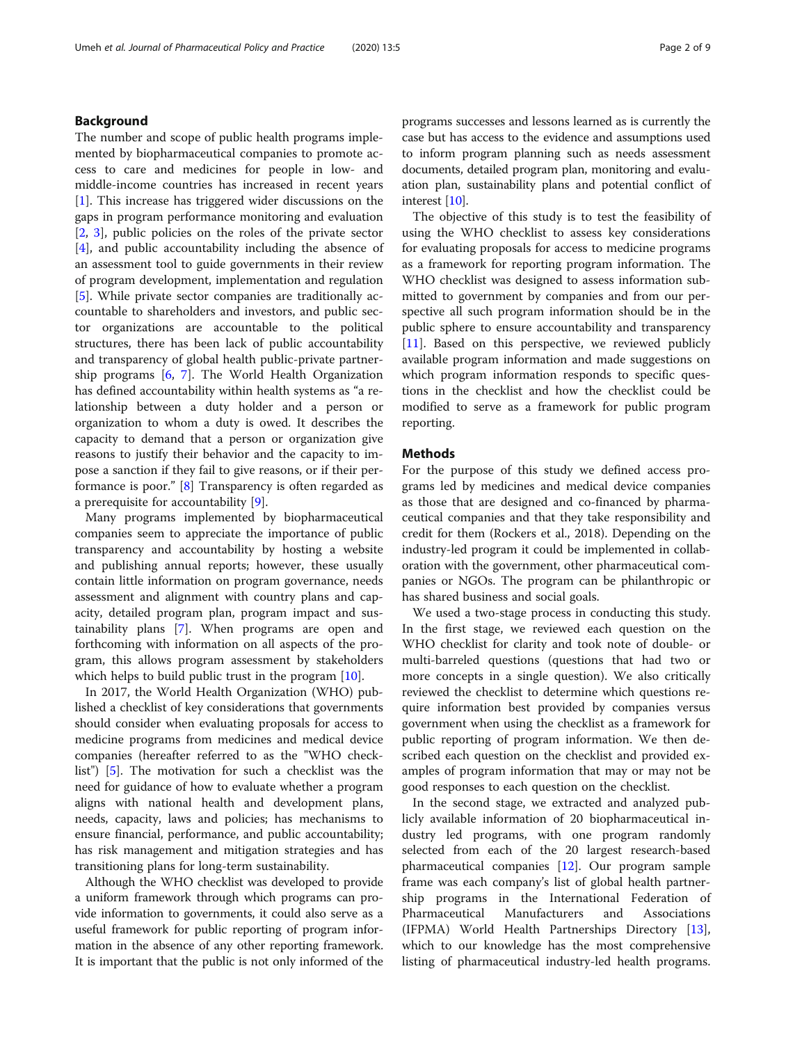## Background

The number and scope of public health programs implemented by biopharmaceutical companies to promote access to care and medicines for people in low- and middle-income countries has increased in recent years [1]. This increase has triggered wider discussions on the gaps in program performance monitoring and evaluation [2, 3], public policies on the roles of the private sector [4], and public accountability including the absence of an assessment tool to guide governments in their review of program development, implementation and regulation [5]. While private sector companies are traditionally accountable to shareholders and investors, and public sector organizations are accountable to the political structures, there has been lack of public accountability and transparency of global health public-private partnership programs [6, 7]. The World Health Organization has defined accountability within health systems as "a relationship between a duty holder and a person or organization to whom a duty is owed. It describes the capacity to demand that a person or organization give reasons to justify their behavior and the capacity to impose a sanction if they fail to give reasons, or if their performance is poor." [8] Transparency is often regarded as a prerequisite for accountability [9].

Many programs implemented by biopharmaceutical companies seem to appreciate the importance of public transparency and accountability by hosting a website and publishing annual reports; however, these usually contain little information on program governance, needs assessment and alignment with country plans and capacity, detailed program plan, program impact and sustainability plans [7]. When programs are open and forthcoming with information on all aspects of the program, this allows program assessment by stakeholders which helps to build public trust in the program [10].

In 2017, the World Health Organization (WHO) published a checklist of key considerations that governments should consider when evaluating proposals for access to medicine programs from medicines and medical device companies (hereafter referred to as the "WHO checklist") [5]. The motivation for such a checklist was the need for guidance of how to evaluate whether a program aligns with national health and development plans, needs, capacity, laws and policies; has mechanisms to ensure financial, performance, and public accountability; has risk management and mitigation strategies and has transitioning plans for long-term sustainability.

Although the WHO checklist was developed to provide a uniform framework through which programs can provide information to governments, it could also serve as a useful framework for public reporting of program information in the absence of any other reporting framework. It is important that the public is not only informed of the programs successes and lessons learned as is currently the case but has access to the evidence and assumptions used to inform program planning such as needs assessment documents, detailed program plan, monitoring and evaluation plan, sustainability plans and potential conflict of interest [10].

The objective of this study is to test the feasibility of using the WHO checklist to assess key considerations for evaluating proposals for access to medicine programs as a framework for reporting program information. The WHO checklist was designed to assess information submitted to government by companies and from our perspective all such program information should be in the public sphere to ensure accountability and transparency [11]. Based on this perspective, we reviewed publicly available program information and made suggestions on which program information responds to specific questions in the checklist and how the checklist could be modified to serve as a framework for public program reporting.

## Methods

For the purpose of this study we defined access programs led by medicines and medical device companies as those that are designed and co-financed by pharmaceutical companies and that they take responsibility and credit for them (Rockers et al., 2018). Depending on the industry-led program it could be implemented in collaboration with the government, other pharmaceutical companies or NGOs. The program can be philanthropic or has shared business and social goals.

We used a two-stage process in conducting this study. In the first stage, we reviewed each question on the WHO checklist for clarity and took note of double- or multi-barreled questions (questions that had two or more concepts in a single question). We also critically reviewed the checklist to determine which questions require information best provided by companies versus government when using the checklist as a framework for public reporting of program information. We then described each question on the checklist and provided examples of program information that may or may not be good responses to each question on the checklist.

In the second stage, we extracted and analyzed publicly available information of 20 biopharmaceutical industry led programs, with one program randomly selected from each of the 20 largest research-based pharmaceutical companies [12]. Our program sample frame was each company's list of global health partnership programs in the International Federation of Pharmaceutical Manufacturers and Associations (IFPMA) World Health Partnerships Directory [13], which to our knowledge has the most comprehensive listing of pharmaceutical industry-led health programs.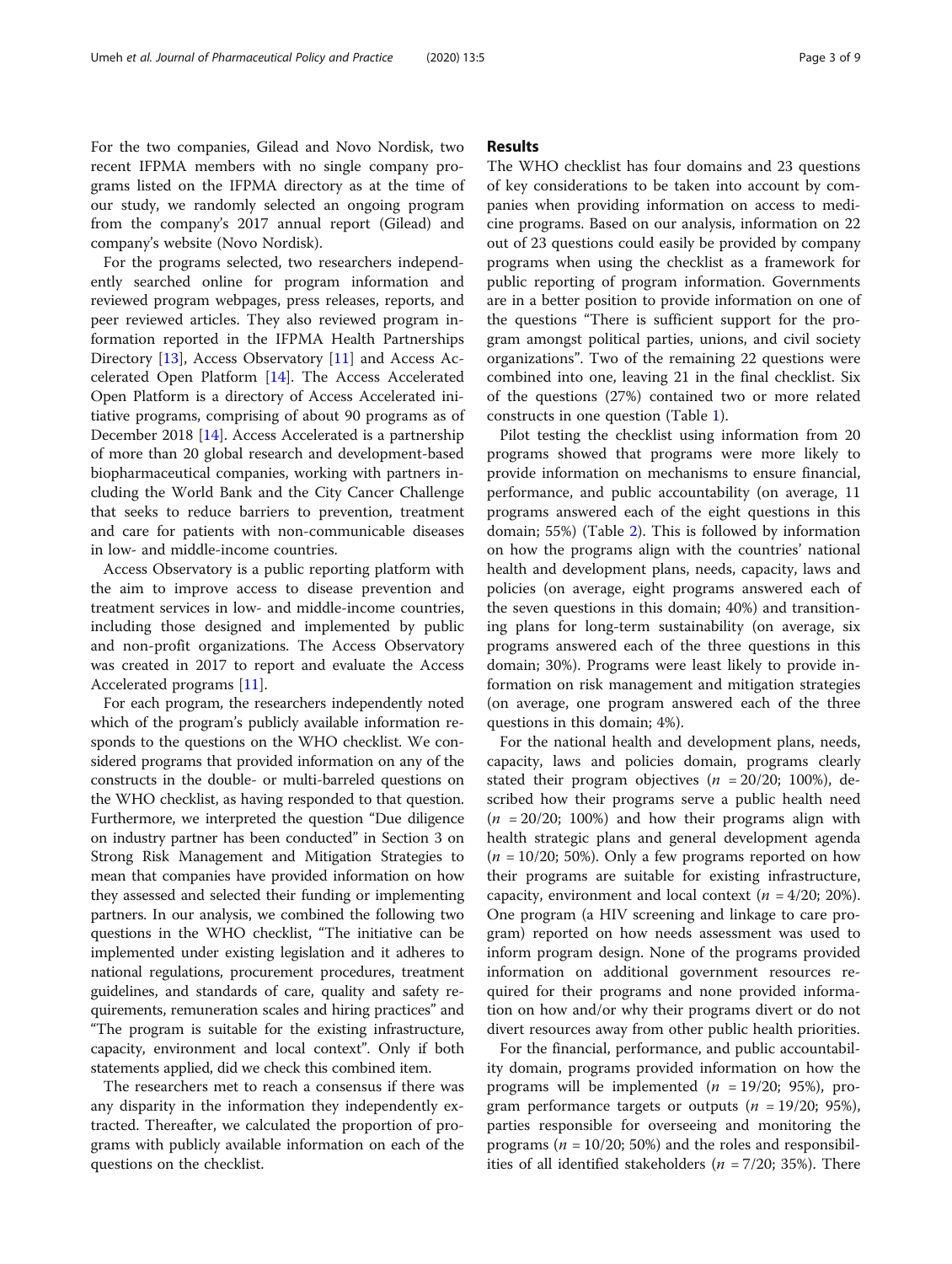For the two companies, Gilead and Novo Nordisk, two recent IFPMA members with no single company programs listed on the IFPMA directory as at the time of our study, we randomly selected an ongoing program from the company's 2017 annual report (Gilead) and company's website (Novo Nordisk).

For the programs selected, two researchers independently searched online for program information and reviewed program webpages, press releases, reports, and peer reviewed articles. They also reviewed program information reported in the IFPMA Health Partnerships Directory [13], Access Observatory [11] and Access Accelerated Open Platform [14]. The Access Accelerated Open Platform is a directory of Access Accelerated initiative programs, comprising of about 90 programs as of December 2018 [14]. Access Accelerated is a partnership of more than 20 global research and development-based biopharmaceutical companies, working with partners including the World Bank and the City Cancer Challenge that seeks to reduce barriers to prevention, treatment and care for patients with non-communicable diseases in low- and middle-income countries.

Access Observatory is a public reporting platform with the aim to improve access to disease prevention and treatment services in low- and middle-income countries, including those designed and implemented by public and non-profit organizations. The Access Observatory was created in 2017 to report and evaluate the Access Accelerated programs [11].

For each program, the researchers independently noted which of the program's publicly available information responds to the questions on the WHO checklist. We considered programs that provided information on any of the constructs in the double- or multi-barreled questions on the WHO checklist, as having responded to that question. Furthermore, we interpreted the question "Due diligence on industry partner has been conducted" in Section 3 on Strong Risk Management and Mitigation Strategies to mean that companies have provided information on how they assessed and selected their funding or implementing partners. In our analysis, we combined the following two questions in the WHO checklist, "The initiative can be implemented under existing legislation and it adheres to national regulations, procurement procedures, treatment guidelines, and standards of care, quality and safety requirements, remuneration scales and hiring practices" and "The program is suitable for the existing infrastructure, capacity, environment and local context". Only if both statements applied, did we check this combined item.

The researchers met to reach a consensus if there was any disparity in the information they independently extracted. Thereafter, we calculated the proportion of programs with publicly available information on each of the questions on the checklist.

## Results

The WHO checklist has four domains and 23 questions of key considerations to be taken into account by companies when providing information on access to medicine programs. Based on our analysis, information on 22 out of 23 questions could easily be provided by company programs when using the checklist as a framework for public reporting of program information. Governments are in a better position to provide information on one of the questions "There is sufficient support for the program amongst political parties, unions, and civil society organizations". Two of the remaining 22 questions were combined into one, leaving 21 in the final checklist. Six of the questions (27%) contained two or more related constructs in one question (Table 1).

Pilot testing the checklist using information from 20 programs showed that programs were more likely to provide information on mechanisms to ensure financial, performance, and public accountability (on average, 11 programs answered each of the eight questions in this domain; 55%) (Table 2). This is followed by information on how the programs align with the countries' national health and development plans, needs, capacity, laws and policies (on average, eight programs answered each of the seven questions in this domain; 40%) and transitioning plans for long-term sustainability (on average, six programs answered each of the three questions in this domain; 30%). Programs were least likely to provide information on risk management and mitigation strategies (on average, one program answered each of the three questions in this domain; 4%).

For the national health and development plans, needs, capacity, laws and policies domain, programs clearly stated their program objectives ($n = 20/20$; 100%), described how their programs serve a public health need ($n = 20/20$; 100%) and how their programs align with health strategic plans and general development agenda ($n = 10/20$; 50%). Only a few programs reported on how their programs are suitable for existing infrastructure, capacity, environment and local context ($n = 4/20$; 20%). One program (a HIV screening and linkage to care program) reported on how needs assessment was used to inform program design. None of the programs provided information on additional government resources required for their programs and none provided information on how and/or why their programs divert or do not divert resources away from other public health priorities.

For the financial, performance, and public accountability domain, programs provided information on how the programs will be implemented ($n = 19/20$; 95%), program performance targets or outputs ($n = 19/20$; 95%), parties responsible for overseeing and monitoring the programs ($n = 10/20$; 50%) and the roles and responsibilities of all identified stakeholders ($n = 7/20$; 35%). There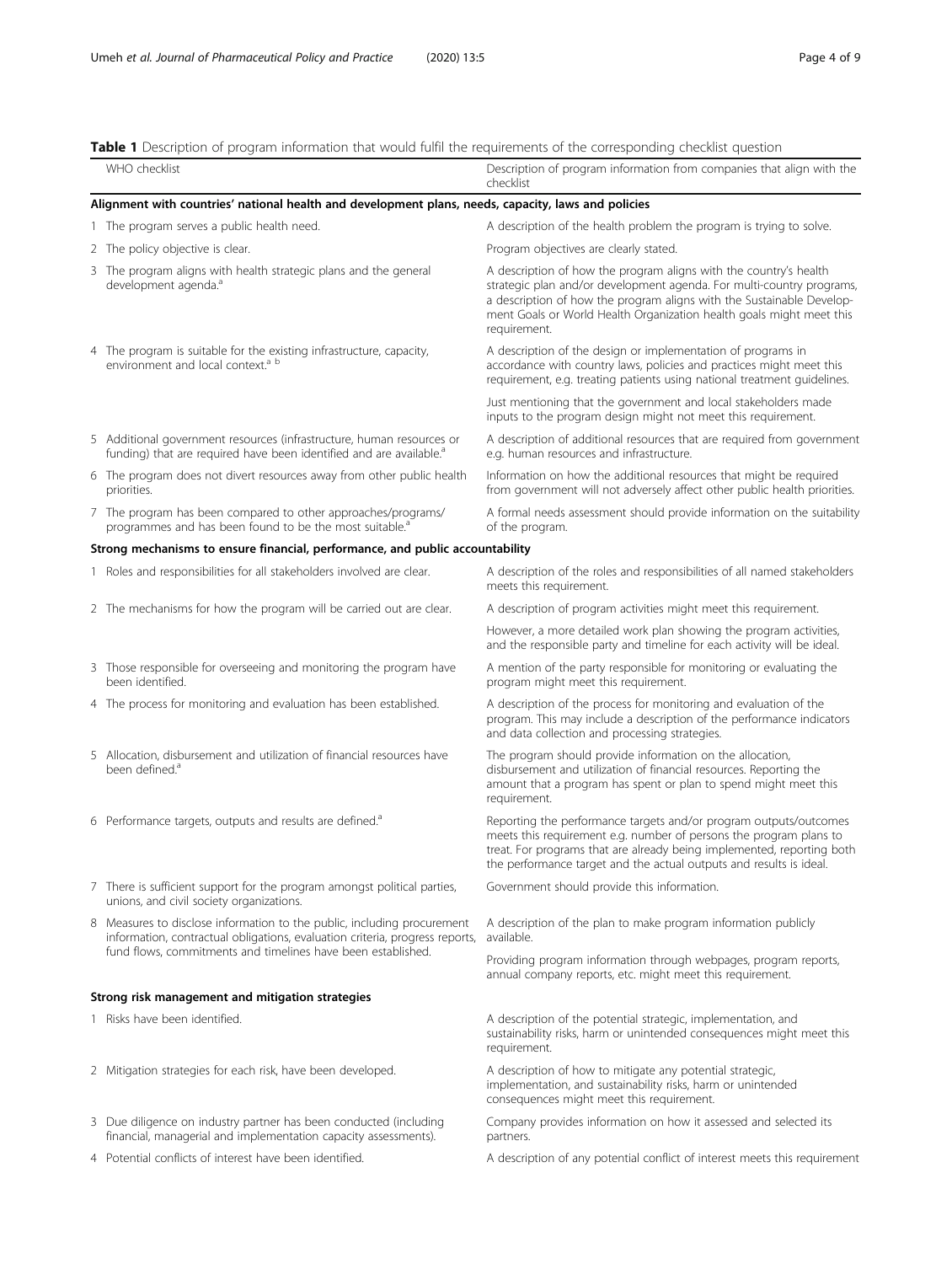**Table 1** Description of program information that would fulfil the requirements of the corresponding checklist question

| WHO checklist | Description of program information from companies that align with the checklist |
|---|---|
| **Alignment with countries' national health and development plans, needs, capacity, laws and policies** | |
| 1 The program serves a public health need. | A description of the health problem the program is trying to solve. |
| 2 The policy objective is clear. | Program objectives are clearly stated. |
| 3 The program aligns with health strategic plans and the general development agenda.[a] | A description of how the program aligns with the country's health strategic plan and/or development agenda. For multi-country programs, a description of how the program aligns with the Sustainable Development Goals or World Health Organization health goals might meet this requirement. |
| 4 The program is suitable for the existing infrastructure, capacity, environment and local context.[a b] | A description of the design or implementation of programs in accordance with country laws, policies and practices might meet this requirement, e.g. treating patients using national treatment guidelines. |
| | Just mentioning that the government and local stakeholders made inputs to the program design might not meet this requirement. |
| 5 Additional government resources (infrastructure, human resources or funding) that are required have been identified and are available.[a] | A description of additional resources that are required from government e.g. human resources and infrastructure. |
| 6 The program does not divert resources away from other public health priorities. | Information on how the additional resources that might be required from government will not adversely affect other public health priorities. |
| 7 The program has been compared to other approaches/programs/programmes and has been found to be the most suitable.[a] | A formal needs assessment should provide information on the suitability of the program. |
| **Strong mechanisms to ensure financial, performance, and public accountability** | |
| 1 Roles and responsibilities for all stakeholders involved are clear. | A description of the roles and responsibilities of all named stakeholders meets this requirement. |
| 2 The mechanisms for how the program will be carried out are clear. | A description of program activities might meet this requirement. |
| | However, a more detailed work plan showing the program activities, and the responsible party and timeline for each activity will be ideal. |
| 3 Those responsible for overseeing and monitoring the program have been identified. | A mention of the party responsible for monitoring or evaluating the program might meet this requirement. |
| 4 The process for monitoring and evaluation has been established. | A description of the process for monitoring and evaluation of the program. This may include a description of the performance indicators and data collection and processing strategies. |
| 5 Allocation, disbursement and utilization of financial resources have been defined.[a] | The program should provide information on the allocation, disbursement and utilization of financial resources. Reporting the amount that a program has spent or plan to spend might meet this requirement. |
| 6 Performance targets, outputs and results are defined.[a] | Reporting the performance targets and/or program outputs/outcomes meets this requirement e.g. number of persons the program plans to treat. For programs that are already being implemented, reporting both the performance target and the actual outputs and results is ideal. |
| 7 There is sufficient support for the program amongst political parties, unions, and civil society organizations. | Government should provide this information. |
| 8 Measures to disclose information to the public, including procurement information, contractual obligations, evaluation criteria, progress reports, fund flows, commitments and timelines have been established. | A description of the plan to make program information publicly available. |
| | Providing program information through webpages, program reports, annual company reports, etc. might meet this requirement. |
| **Strong risk management and mitigation strategies** | |
| 1 Risks have been identified. | A description of the potential strategic, implementation, and sustainability risks, harm or unintended consequences might meet this requirement. |
| 2 Mitigation strategies for each risk, have been developed. | A description of how to mitigate any potential strategic, implementation, and sustainability risks, harm or unintended consequences might meet this requirement. |
| 3 Due diligence on industry partner has been conducted (including financial, managerial and implementation capacity assessments). | Company provides information on how it assessed and selected its partners. |
| 4 Potential conflicts of interest have been identified. | A description of any potential conflict of interest meets this requirement |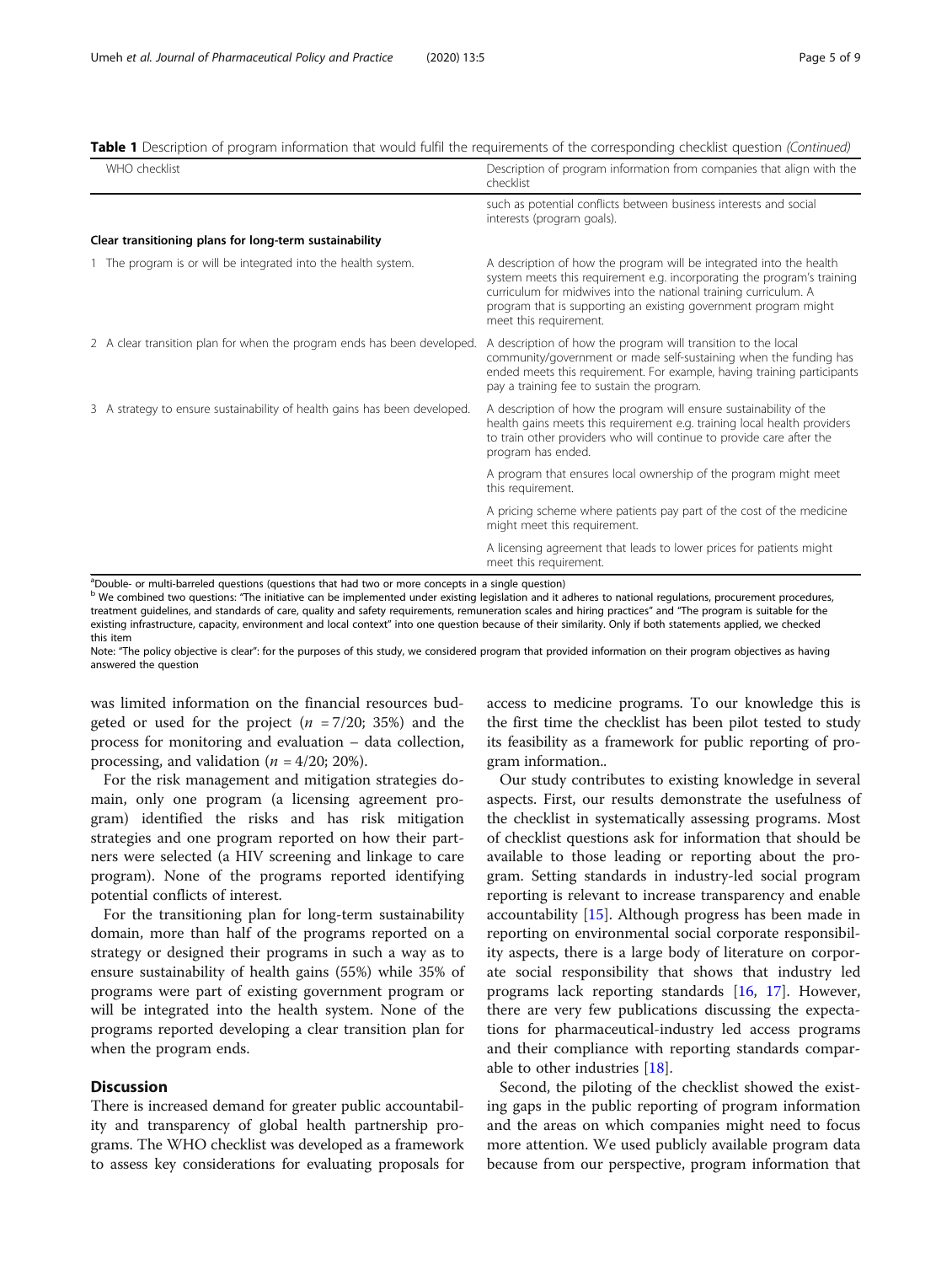**Table 1** Description of program information that would fulfil the requirements of the corresponding checklist question *(Continued)*

| WHO checklist | Description of program information from companies that align with the checklist |
|---|---|
| | such as potential conflicts between business interests and social interests (program goals). |
| **Clear transitioning plans for long-term sustainability** | |
| 1 The program is or will be integrated into the health system. | A description of how the program will be integrated into the health system meets this requirement e.g. incorporating the program's training curriculum for midwives into the national training curriculum. A program that is supporting an existing government program might meet this requirement. |
| 2 A clear transition plan for when the program ends has been developed. | A description of how the program will transition to the local community/government or made self-sustaining when the funding has ended meets this requirement. For example, having training participants pay a training fee to sustain the program. |
| 3 A strategy to ensure sustainability of health gains has been developed. | A description of how the program will ensure sustainability of the health gains meets this requirement e.g. training local health providers to train other providers who will continue to provide care after the program has ended. |
| | A program that ensures local ownership of the program might meet this requirement. |
| | A pricing scheme where patients pay part of the cost of the medicine might meet this requirement. |
| | A licensing agreement that leads to lower prices for patients might meet this requirement. |

[a]Double- or multi-barreled questions (questions that had two or more concepts in a single question)
[b] We combined two questions: "The initiative can be implemented under existing legislation and it adheres to national regulations, procurement procedures, treatment guidelines, and standards of care, quality and safety requirements, remuneration scales and hiring practices" and "The program is suitable for the existing infrastructure, capacity, environment and local context" into one question because of their similarity. Only if both statements applied, we checked this item
Note: "The policy objective is clear": for the purposes of this study, we considered program that provided information on their program objectives as having answered the question

was limited information on the financial resources budgeted or used for the project ($n$ = 7/20; 35%) and the process for monitoring and evaluation – data collection, processing, and validation ($n$ = 4/20; 20%).

For the risk management and mitigation strategies domain, only one program (a licensing agreement program) identified the risks and has risk mitigation strategies and one program reported on how their partners were selected (a HIV screening and linkage to care program). None of the programs reported identifying potential conflicts of interest.

For the transitioning plan for long-term sustainability domain, more than half of the programs reported on a strategy or designed their programs in such a way as to ensure sustainability of health gains (55%) while 35% of programs were part of existing government program or will be integrated into the health system. None of the programs reported developing a clear transition plan for when the program ends.

## Discussion

There is increased demand for greater public accountability and transparency of global health partnership programs. The WHO checklist was developed as a framework to assess key considerations for evaluating proposals for access to medicine programs. To our knowledge this is the first time the checklist has been pilot tested to study its feasibility as a framework for public reporting of program information..

Our study contributes to existing knowledge in several aspects. First, our results demonstrate the usefulness of the checklist in systematically assessing programs. Most of checklist questions ask for information that should be available to those leading or reporting about the program. Setting standards in industry-led social program reporting is relevant to increase transparency and enable accountability [15]. Although progress has been made in reporting on environmental social corporate responsibility aspects, there is a large body of literature on corporate social responsibility that shows that industry led programs lack reporting standards [16, 17]. However, there are very few publications discussing the expectations for pharmaceutical-industry led access programs and their compliance with reporting standards comparable to other industries [18].

Second, the piloting of the checklist showed the existing gaps in the public reporting of program information and the areas on which companies might need to focus more attention. We used publicly available program data because from our perspective, program information that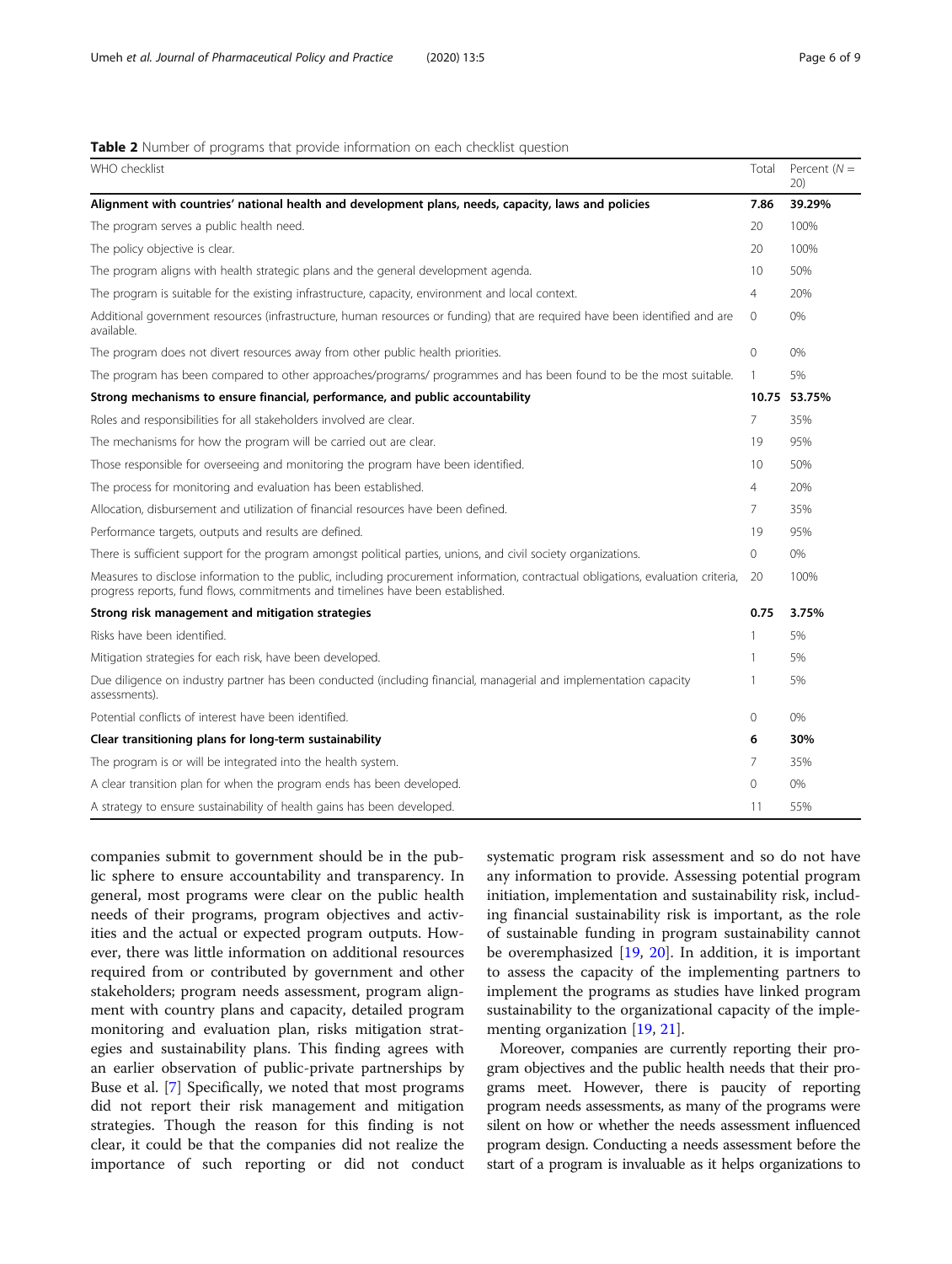**Table 2** Number of programs that provide information on each checklist question

| WHO checklist | Total | Percent (N = 20) |
| --- | --- | --- |
| **Alignment with countries' national health and development plans, needs, capacity, laws and policies** | **7.86** | **39.29%** |
| The program serves a public health need. | 20 | 100% |
| The policy objective is clear. | 20 | 100% |
| The program aligns with health strategic plans and the general development agenda. | 10 | 50% |
| The program is suitable for the existing infrastructure, capacity, environment and local context. | 4 | 20% |
| Additional government resources (infrastructure, human resources or funding) that are required have been identified and are available. | 0 | 0% |
| The program does not divert resources away from other public health priorities. | 0 | 0% |
| The program has been compared to other approaches/programs/ programmes and has been found to be the most suitable. | 1 | 5% |
| **Strong mechanisms to ensure financial, performance, and public accountability** | **10.75** | **53.75%** |
| Roles and responsibilities for all stakeholders involved are clear. | 7 | 35% |
| The mechanisms for how the program will be carried out are clear. | 19 | 95% |
| Those responsible for overseeing and monitoring the program have been identified. | 10 | 50% |
| The process for monitoring and evaluation has been established. | 4 | 20% |
| Allocation, disbursement and utilization of financial resources have been defined. | 7 | 35% |
| Performance targets, outputs and results are defined. | 19 | 95% |
| There is sufficient support for the program amongst political parties, unions, and civil society organizations. | 0 | 0% |
| Measures to disclose information to the public, including procurement information, contractual obligations, evaluation criteria, progress reports, fund flows, commitments and timelines have been established. | 20 | 100% |
| **Strong risk management and mitigation strategies** | **0.75** | **3.75%** |
| Risks have been identified. | 1 | 5% |
| Mitigation strategies for each risk, have been developed. | 1 | 5% |
| Due diligence on industry partner has been conducted (including financial, managerial and implementation capacity assessments). | 1 | 5% |
| Potential conflicts of interest have been identified. | 0 | 0% |
| **Clear transitioning plans for long-term sustainability** | **6** | **30%** |
| The program is or will be integrated into the health system. | 7 | 35% |
| A clear transition plan for when the program ends has been developed. | 0 | 0% |
| A strategy to ensure sustainability of health gains has been developed. | 11 | 55% |

companies submit to government should be in the public sphere to ensure accountability and transparency. In general, most programs were clear on the public health needs of their programs, program objectives and activities and the actual or expected program outputs. However, there was little information on additional resources required from or contributed by government and other stakeholders; program needs assessment, program alignment with country plans and capacity, detailed program monitoring and evaluation plan, risks mitigation strategies and sustainability plans. This finding agrees with an earlier observation of public-private partnerships by Buse et al. [7] Specifically, we noted that most programs did not report their risk management and mitigation strategies. Though the reason for this finding is not clear, it could be that the companies did not realize the importance of such reporting or did not conduct systematic program risk assessment and so do not have any information to provide. Assessing potential program initiation, implementation and sustainability risk, including financial sustainability risk is important, as the role of sustainable funding in program sustainability cannot be overemphasized [19, 20]. In addition, it is important to assess the capacity of the implementing partners to implement the programs as studies have linked program sustainability to the organizational capacity of the implementing organization [19, 21].

Moreover, companies are currently reporting their program objectives and the public health needs that their programs meet. However, there is paucity of reporting program needs assessments, as many of the programs were silent on how or whether the needs assessment influenced program design. Conducting a needs assessment before the start of a program is invaluable as it helps organizations to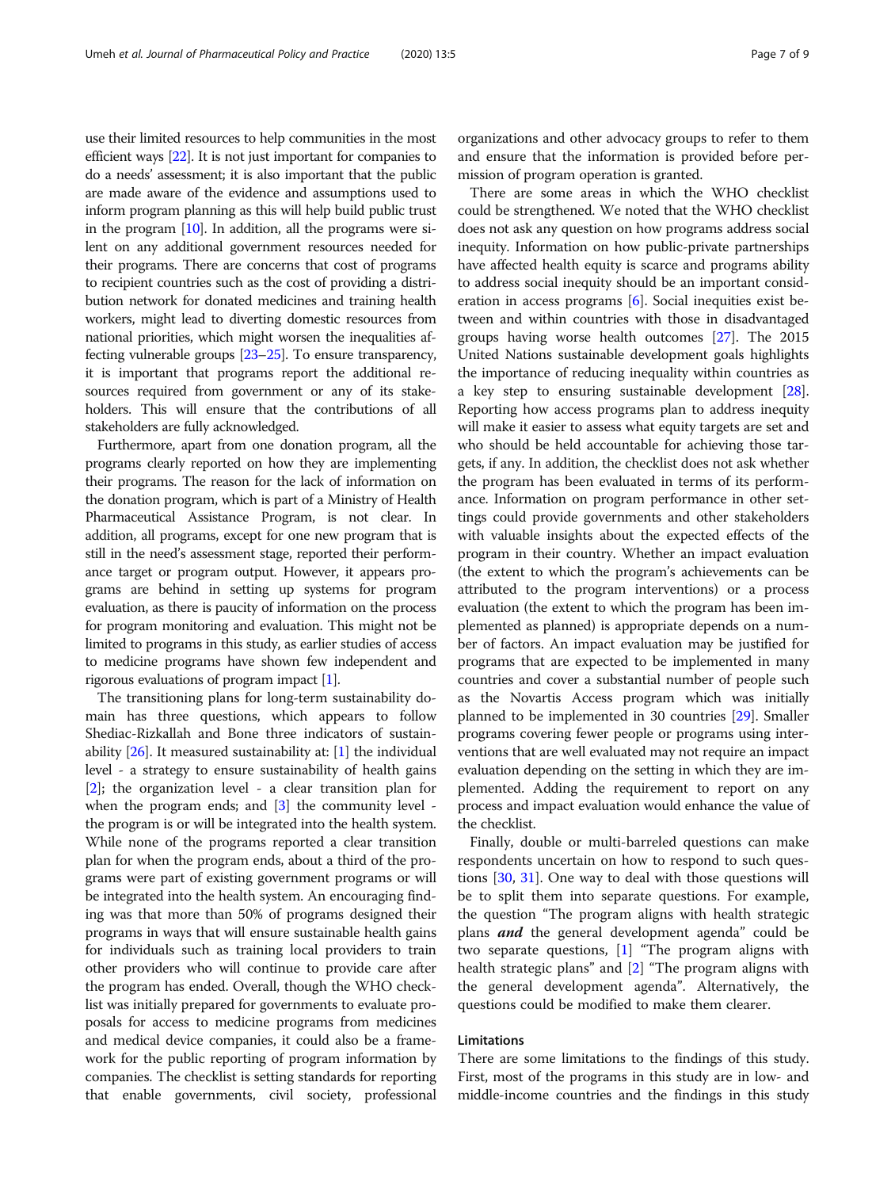use their limited resources to help communities in the most efficient ways [22]. It is not just important for companies to do a needs' assessment; it is also important that the public are made aware of the evidence and assumptions used to inform program planning as this will help build public trust in the program [10]. In addition, all the programs were silent on any additional government resources needed for their programs. There are concerns that cost of programs to recipient countries such as the cost of providing a distribution network for donated medicines and training health workers, might lead to diverting domestic resources from national priorities, which might worsen the inequalities affecting vulnerable groups [23–25]. To ensure transparency, it is important that programs report the additional resources required from government or any of its stakeholders. This will ensure that the contributions of all stakeholders are fully acknowledged.

Furthermore, apart from one donation program, all the programs clearly reported on how they are implementing their programs. The reason for the lack of information on the donation program, which is part of a Ministry of Health Pharmaceutical Assistance Program, is not clear. In addition, all programs, except for one new program that is still in the need's assessment stage, reported their performance target or program output. However, it appears programs are behind in setting up systems for program evaluation, as there is paucity of information on the process for program monitoring and evaluation. This might not be limited to programs in this study, as earlier studies of access to medicine programs have shown few independent and rigorous evaluations of program impact [1].

The transitioning plans for long-term sustainability domain has three questions, which appears to follow Shediac-Rizkallah and Bone three indicators of sustainability [26]. It measured sustainability at: [1] the individual level - a strategy to ensure sustainability of health gains [2]; the organization level - a clear transition plan for when the program ends; and [3] the community level - the program is or will be integrated into the health system. While none of the programs reported a clear transition plan for when the program ends, about a third of the programs were part of existing government programs or will be integrated into the health system. An encouraging finding was that more than 50% of programs designed their programs in ways that will ensure sustainable health gains for individuals such as training local providers to train other providers who will continue to provide care after the program has ended. Overall, though the WHO checklist was initially prepared for governments to evaluate proposals for access to medicine programs from medicines and medical device companies, it could also be a framework for the public reporting of program information by companies. The checklist is setting standards for reporting that enable governments, civil society, professional organizations and other advocacy groups to refer to them and ensure that the information is provided before permission of program operation is granted.

There are some areas in which the WHO checklist could be strengthened. We noted that the WHO checklist does not ask any question on how programs address social inequity. Information on how public-private partnerships have affected health equity is scarce and programs ability to address social inequity should be an important consideration in access programs [6]. Social inequities exist between and within countries with those in disadvantaged groups having worse health outcomes [27]. The 2015 United Nations sustainable development goals highlights the importance of reducing inequality within countries as a key step to ensuring sustainable development [28]. Reporting how access programs plan to address inequity will make it easier to assess what equity targets are set and who should be held accountable for achieving those targets, if any. In addition, the checklist does not ask whether the program has been evaluated in terms of its performance. Information on program performance in other settings could provide governments and other stakeholders with valuable insights about the expected effects of the program in their country. Whether an impact evaluation (the extent to which the program's achievements can be attributed to the program interventions) or a process evaluation (the extent to which the program has been implemented as planned) is appropriate depends on a number of factors. An impact evaluation may be justified for programs that are expected to be implemented in many countries and cover a substantial number of people such as the Novartis Access program which was initially planned to be implemented in 30 countries [29]. Smaller programs covering fewer people or programs using interventions that are well evaluated may not require an impact evaluation depending on the setting in which they are implemented. Adding the requirement to report on any process and impact evaluation would enhance the value of the checklist.

Finally, double or multi-barreled questions can make respondents uncertain on how to respond to such questions [30, 31]. One way to deal with those questions will be to split them into separate questions. For example, the question "The program aligns with health strategic plans ***and*** the general development agenda" could be two separate questions, [1] "The program aligns with health strategic plans" and [2] "The program aligns with the general development agenda". Alternatively, the questions could be modified to make them clearer.

### Limitations

There are some limitations to the findings of this study. First, most of the programs in this study are in low- and middle-income countries and the findings in this study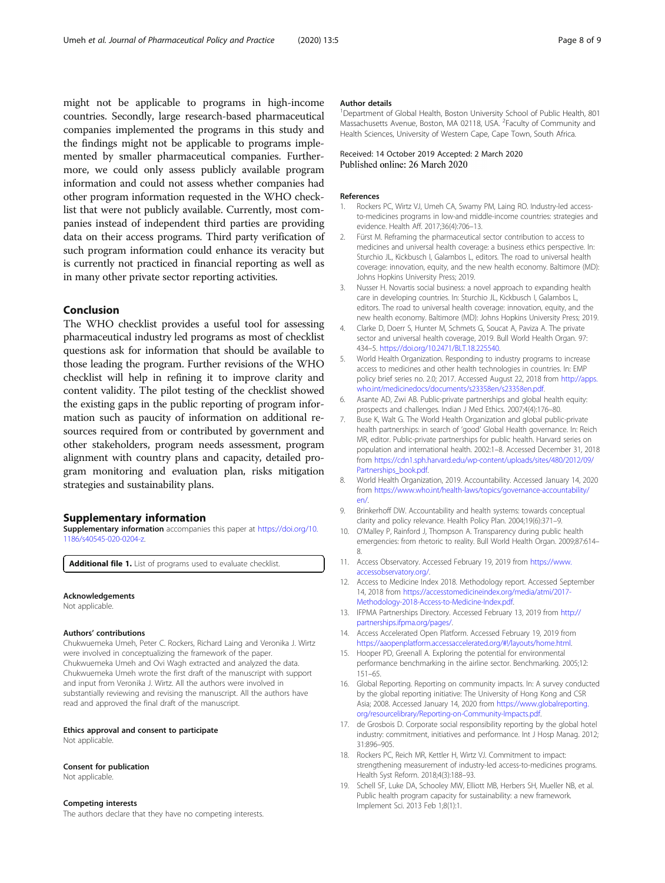might not be applicable to programs in high-income countries. Secondly, large research-based pharmaceutical companies implemented the programs in this study and the findings might not be applicable to programs implemented by smaller pharmaceutical companies. Furthermore, we could only assess publicly available program information and could not assess whether companies had other program information requested in the WHO checklist that were not publicly available. Currently, most companies instead of independent third parties are providing data on their access programs. Third party verification of such program information could enhance its veracity but is currently not practiced in financial reporting as well as in many other private sector reporting activities.

## Conclusion

The WHO checklist provides a useful tool for assessing pharmaceutical industry led programs as most of checklist questions ask for information that should be available to those leading the program. Further revisions of the WHO checklist will help in refining it to improve clarity and content validity. The pilot testing of the checklist showed the existing gaps in the public reporting of program information such as paucity of information on additional resources required from or contributed by government and other stakeholders, program needs assessment, program alignment with country plans and capacity, detailed program monitoring and evaluation plan, risks mitigation strategies and sustainability plans.

## Supplementary information

**Supplementary information** accompanies this paper at https://doi.org/10.1186/s40545-020-0204-z.

**Additional file 1.** List of programs used to evaluate checklist.

#### Acknowledgements

Not applicable.

#### Authors' contributions

Chukwuemeka Umeh, Peter C. Rockers, Richard Laing and Veronika J. Wirtz were involved in conceptualizing the framework of the paper. Chukwuemeka Umeh and Ovi Wagh extracted and analyzed the data. Chukwuemeka Umeh wrote the first draft of the manuscript with support and input from Veronika J. Wirtz. All the authors were involved in substantially reviewing and revising the manuscript. All the authors have read and approved the final draft of the manuscript.

#### Ethics approval and consent to participate

Not applicable.

#### Consent for publication

Not applicable.

#### Competing interests

The authors declare that they have no competing interests.

#### Author details

[1]Department of Global Health, Boston University School of Public Health, 801 Massachusetts Avenue, Boston, MA 02118, USA. [2]Faculty of Community and Health Sciences, University of Western Cape, Cape Town, South Africa.

Received: 14 October 2019 Accepted: 2 March 2020
Published online: 26 March 2020

#### References

1. Rockers PC, Wirtz VJ, Umeh CA, Swamy PM, Laing RO. Industry-led access-to-medicines programs in low-and middle-income countries: strategies and evidence. Health Aff. 2017;36(4):706–13.
2. Fürst M. Reframing the pharmaceutical sector contribution to access to medicines and universal health coverage: a business ethics perspective. In: Sturchio JL, Kickbusch I, Galambos L, editors. The road to universal health coverage: innovation, equity, and the new health economy. Baltimore (MD): Johns Hopkins University Press; 2019.
3. Nusser H. Novartis social business: a novel approach to expanding health care in developing countries. In: Sturchio JL, Kickbusch I, Galambos L, editors. The road to universal health coverage: innovation, equity, and the new health economy. Baltimore (MD): Johns Hopkins University Press; 2019.
4. Clarke D, Doerr S, Hunter M, Schmets G, Soucat A, Paviza A. The private sector and universal health coverage, 2019. Bull World Health Organ. 97: 434–5. https://doi.org/10.2471/BLT.18.225540.
5. World Health Organization. Responding to industry programs to increase access to medicines and other health technologies in countries. In: EMP policy brief series no. 2.0; 2017. Accessed August 22, 2018 from http://apps.who.int/medicinedocs/documents/s23358en/s23358en.pdf.
6. Asante AD, Zwi AB. Public-private partnerships and global health equity: prospects and challenges. Indian J Med Ethics. 2007;4(4):176–80.
7. Buse K, Walt G. The World Health Organization and global public-private health partnerships: in search of 'good' Global Health governance. In: Reich MR, editor. Public-private partnerships for public health. Harvard series on population and international health. 2002:1–8. Accessed December 31, 2018 from https://cdn1.sph.harvard.edu/wp-content/uploads/sites/480/2012/09/Partnerships_book.pdf.
8. World Health Organization, 2019. Accountability. Accessed January 14, 2020 from https://www.who.int/health-laws/topics/governance-accountability/en/.
9. Brinkerhoff DW. Accountability and health systems: towards conceptual clarity and policy relevance. Health Policy Plan. 2004;19(6):371–9.
10. O'Malley P, Rainford J, Thompson A. Transparency during public health emergencies: from rhetoric to reality. Bull World Health Organ. 2009;87:614–8.
11. Access Observatory. Accessed February 19, 2019 from https://www.accessobservatory.org/.
12. Access to Medicine Index 2018. Methodology report. Accessed September 14, 2018 from https://accesstomedicineindex.org/media/atmi/2017-Methodology-2018-Access-to-Medicine-Index.pdf.
13. IFPMA Partnerships Directory. Accessed February 13, 2019 from http://partnerships.ifpma.org/pages/.
14. Access Accelerated Open Platform. Accessed February 19, 2019 from https://aaopenplatform.accessaccelerated.org/#!/layouts/home.html.
15. Hooper PD, Greenall A. Exploring the potential for environmental performance benchmarking in the airline sector. Benchmarking. 2005;12: 151–65.
16. Global Reporting. Reporting on community impacts. In: A survey conducted by the global reporting initiative: The University of Hong Kong and CSR Asia; 2008. Accessed January 14, 2020 from https://www.globalreporting.org/resourcelibrary/Reporting-on-Community-Impacts.pdf.
17. de Grosbois D. Corporate social responsibility reporting by the global hotel industry: commitment, initiatives and performance. Int J Hosp Manag. 2012; 31:896–905.
18. Rockers PC, Reich MR, Kettler H, Wirtz VJ. Commitment to impact: strengthening measurement of industry-led access-to-medicines programs. Health Syst Reform. 2018;4(3):188–93.
19. Schell SF, Luke DA, Schooley MW, Elliott MB, Herbers SH, Mueller NB, et al. Public health program capacity for sustainability: a new framework. Implement Sci. 2013 Feb 1;8(1):1.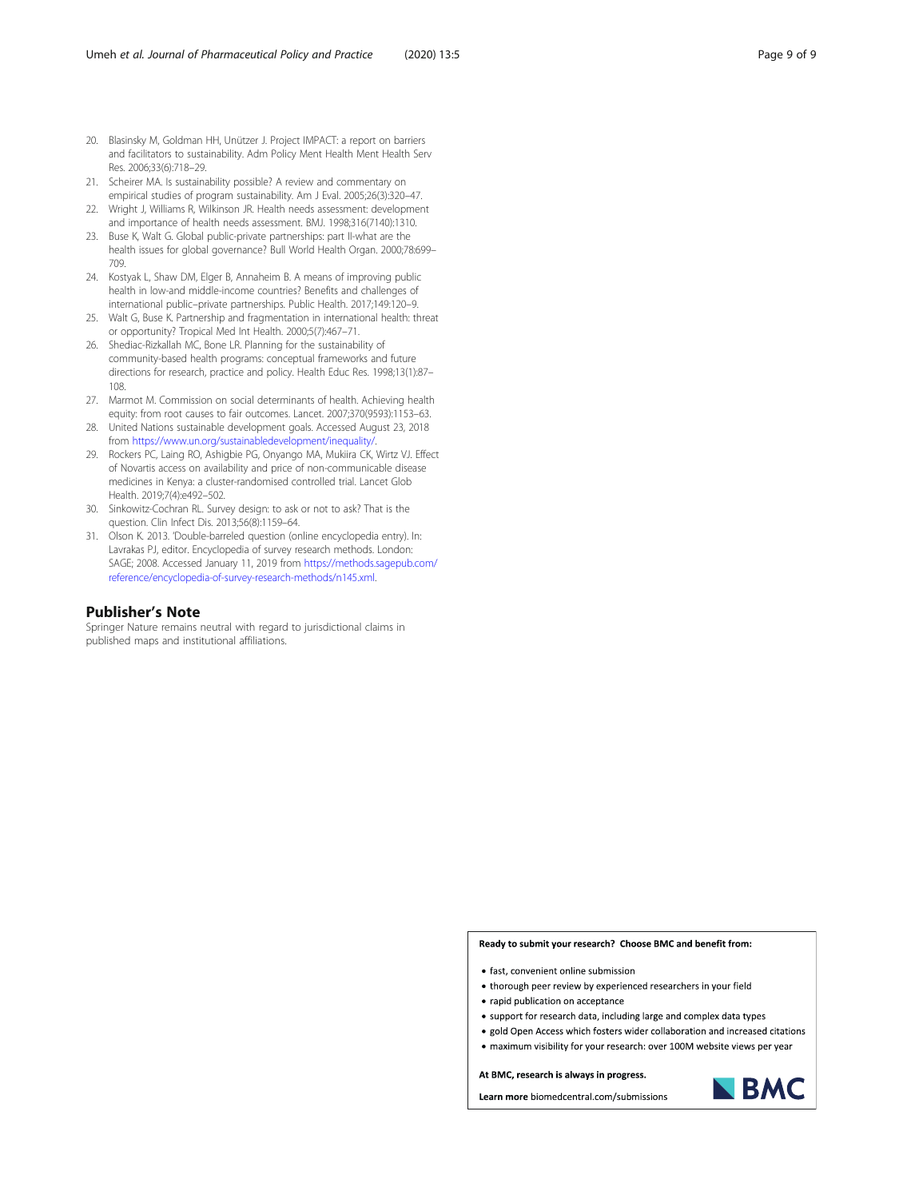20. Blasinsky M, Goldman HH, Unützer J. Project IMPACT: a report on barriers and facilitators to sustainability. Adm Policy Ment Health Ment Health Serv Res. 2006;33(6):718–29.
21. Scheirer MA. Is sustainability possible? A review and commentary on empirical studies of program sustainability. Am J Eval. 2005;26(3):320–47.
22. Wright J, Williams R, Wilkinson JR. Health needs assessment: development and importance of health needs assessment. BMJ. 1998;316(7140):1310.
23. Buse K, Walt G. Global public-private partnerships: part II-what are the health issues for global governance? Bull World Health Organ. 2000;78:699–709.
24. Kostyak L, Shaw DM, Elger B, Annaheim B. A means of improving public health in low-and middle-income countries? Benefits and challenges of international public–private partnerships. Public Health. 2017;149:120–9.
25. Walt G, Buse K. Partnership and fragmentation in international health: threat or opportunity? Tropical Med Int Health. 2000;5(7):467–71.
26. Shediac-Rizkallah MC, Bone LR. Planning for the sustainability of community-based health programs: conceptual frameworks and future directions for research, practice and policy. Health Educ Res. 1998;13(1):87–108.
27. Marmot M. Commission on social determinants of health. Achieving health equity: from root causes to fair outcomes. Lancet. 2007;370(9593):1153–63.
28. United Nations sustainable development goals. Accessed August 23, 2018 from https://www.un.org/sustainabledevelopment/inequality/.
29. Rockers PC, Laing RO, Ashigbie PG, Onyango MA, Mukiira CK, Wirtz VJ. Effect of Novartis access on availability and price of non-communicable disease medicines in Kenya: a cluster-randomised controlled trial. Lancet Glob Health. 2019;7(4):e492–502.
30. Sinkowitz-Cochran RL. Survey design: to ask or not to ask? That is the question. Clin Infect Dis. 2013;56(8):1159–64.
31. Olson K. 2013. 'Double-barreled question (online encyclopedia entry). In: Lavrakas PJ, editor. Encyclopedia of survey research methods. London: SAGE; 2008. Accessed January 11, 2019 from https://methods.sagepub.com/reference/encyclopedia-of-survey-research-methods/n145.xml.

## Publisher's Note

Springer Nature remains neutral with regard to jurisdictional claims in published maps and institutional affiliations.

**Ready to submit your research? Choose BMC and benefit from:**

- fast, convenient online submission
- thorough peer review by experienced researchers in your field
- rapid publication on acceptance
- support for research data, including large and complex data types
- gold Open Access which fosters wider collaboration and increased citations
- maximum visibility for your research: over 100M website views per year

**At BMC, research is always in progress.**

**Learn more** biomedcentral.com/submissions

BMC